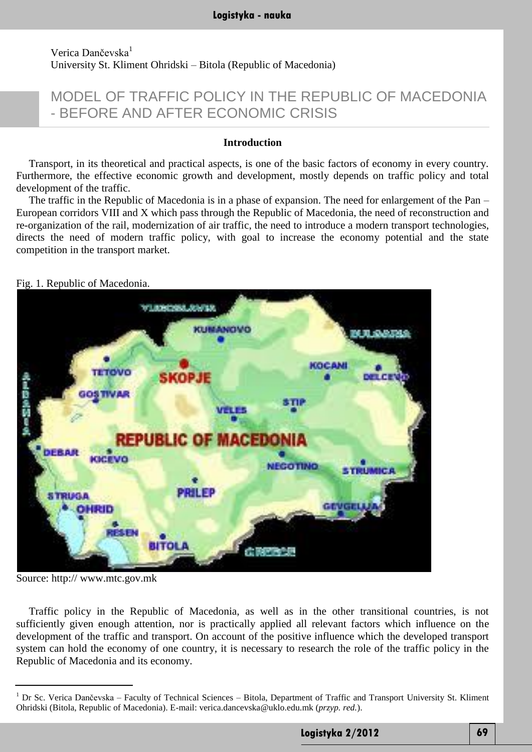Verica Dančevska[1]
University St. Kliment Ohridski – Bitola (Republic of Macedonia)

# MODEL OF TRAFFIC POLICY IN THE REPUBLIC OF MACEDONIA - BEFORE AND AFTER ECONOMIC CRISIS

## Introduction

Transport, in its theoretical and practical aspects, is one of the basic factors of economy in every country. Furthermore, the effective economic growth and development, mostly depends on traffic policy and total development of the traffic.

The traffic in the Republic of Macedonia is in a phase of expansion. The need for enlargement of the Pan – European corridors VIII and X which pass through the Republic of Macedonia, the need of reconstruction and re-organization of the rail, modernization of air traffic, the need to introduce a modern transport technologies, directs the need of modern traffic policy, with goal to increase the economy potential and the state competition in the transport market.

Fig. 1. Republic of Macedonia.

Source: http:// www.mtc.gov.mk

Traffic policy in the Republic of Macedonia, as well as in the other transitional countries, is not sufficiently given enough attention, nor is practically applied all relevant factors which influence on the development of the traffic and transport. On account of the positive influence which the developed transport system can hold the economy of one country, it is necessary to research the role of the traffic policy in the Republic of Macedonia and its economy.

---

[1] Dr Sc. Verica Dančevska – Faculty of Technical Sciences – Bitola, Department of Traffic and Transport University St. Kliment Ohridski (Bitola, Republic of Macedonia). E-mail: verica.dancevska@uklo.edu.mk (*przyp. red.*).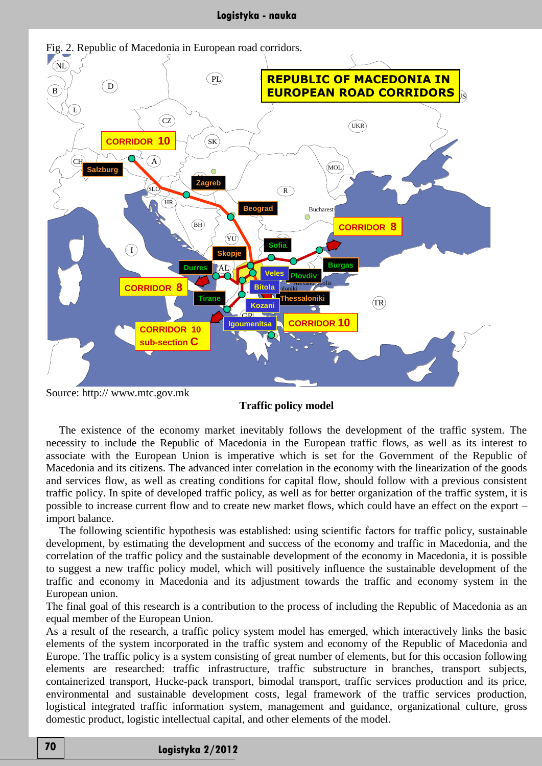Fig. 2. Republic of Macedonia in European road corridors.

Source: http:// www.mtc.gov.mk

**Traffic policy model**

The existence of the economy market inevitably follows the development of the traffic system. The necessity to include the Republic of Macedonia in the European traffic flows, as well as its interest to associate with the European Union is imperative which is set for the Government of the Republic of Macedonia and its citizens. The advanced inter correlation in the economy with the linearization of the goods and services flow, as well as creating conditions for capital flow, should follow with a previous consistent traffic policy. In spite of developed traffic policy, as well as for better organization of the traffic system, it is possible to increase current flow and to create new market flows, which could have an effect on the export – import balance.

The following scientific hypothesis was established: using scientific factors for traffic policy, sustainable development, by estimating the development and success of the economy and traffic in Macedonia, and the correlation of the traffic policy and the sustainable development of the economy in Macedonia, it is possible to suggest a new traffic policy model, which will positively influence the sustainable development of the traffic and economy in Macedonia and its adjustment towards the traffic and economy system in the European union.

The final goal of this research is a contribution to the process of including the Republic of Macedonia as an equal member of the European Union.

As a result of the research, a traffic policy system model has emerged, which interactively links the basic elements of the system incorporated in the traffic system and economy of the Republic of Macedonia and Europe. The traffic policy is a system consisting of great number of elements, but for this occasion following elements are researched: traffic infrastructure, traffic substructure in branches, transport subjects, containerized transport, Hucke-pack transport, bimodal transport, traffic services production and its price, environmental and sustainable development costs, legal framework of the traffic services production, logistical integrated traffic information system, management and guidance, organizational culture, gross domestic product, logistic intellectual capital, and other elements of the model.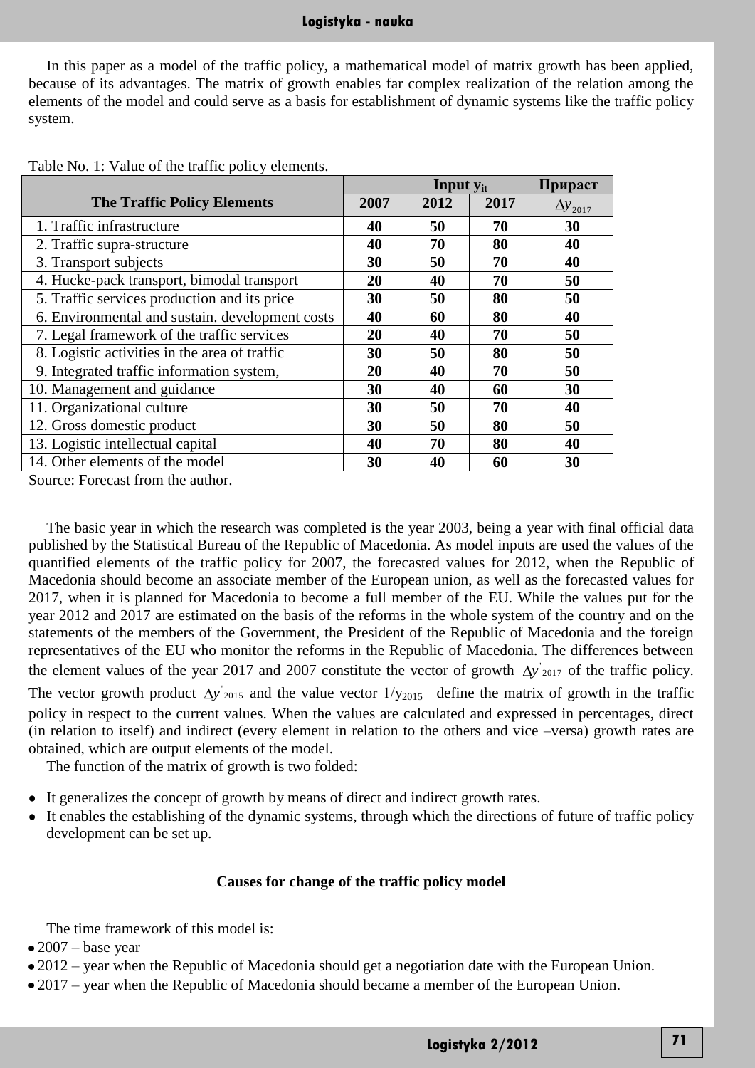In this paper as a model of the traffic policy, a mathematical model of matrix growth has been applied, because of its advantages. The matrix of growth enables far complex realization of the relation among the elements of the model and could serve as a basis for establishment of dynamic systems like the traffic policy system.

Table No. 1: Value of the traffic policy elements.

| The Traffic Policy Elements | Input $y_{it}$ | | | Прираст |
|---|---|---|---|---|
| | 2007 | 2012 | 2017 | $\Delta y_{2017}$ |
| 1. Traffic infrastructure | **40** | **50** | **70** | **30** |
| 2. Traffic supra-structure | **40** | **70** | **80** | **40** |
| 3. Transport subjects | **30** | **50** | **70** | **40** |
| 4. Hucke-pack transport, bimodal transport | **20** | **40** | **70** | **50** |
| 5. Traffic services production and its price | **30** | **50** | **80** | **50** |
| 6. Environmental and sustain. development costs | **40** | **60** | **80** | **40** |
| 7. Legal framework of the traffic services | **20** | **40** | **70** | **50** |
| 8. Logistic activities in the area of traffic | **30** | **50** | **80** | **50** |
| 9. Integrated traffic information system, | **20** | **40** | **70** | **50** |
| 10. Management and guidance | **30** | **40** | **60** | **30** |
| 11. Organizational culture | **30** | **50** | **70** | **40** |
| 12. Gross domestic product | **30** | **50** | **80** | **50** |
| 13. Logistic intellectual capital | **40** | **70** | **80** | **40** |
| 14. Other elements of the model | **30** | **40** | **60** | **30** |

Source: Forecast from the author.

The basic year in which the research was completed is the year 2003, being a year with final official data published by the Statistical Bureau of the Republic of Macedonia. As model inputs are used the values of the quantified elements of the traffic policy for 2007, the forecasted values for 2012, when the Republic of Macedonia should become an associate member of the European union, as well as the forecasted values for 2017, when it is planned for Macedonia to become a full member of the EU. While the values put for the year 2012 and 2017 are estimated on the basis of the reforms in the whole system of the country and on the statements of the members of the Government, the President of the Republic of Macedonia and the foreign representatives of the EU who monitor the reforms in the Republic of Macedonia. The differences between the element values of the year 2017 and 2007 constitute the vector of growth $\Delta y'_{2017}$ of the traffic policy. The vector growth product $\Delta y'_{2015}$ and the value vector $1/y_{2015}$ define the matrix of growth in the traffic policy in respect to the current values. When the values are calculated and expressed in percentages, direct (in relation to itself) and indirect (every element in relation to the others and vice –versa) growth rates are obtained, which are output elements of the model.

The function of the matrix of growth is two folded:

- It generalizes the concept of growth by means of direct and indirect growth rates.
- It enables the establishing of the dynamic systems, through which the directions of future of traffic policy development can be set up.

### Causes for change of the traffic policy model

The time framework of this model is:

- 2007 – base year
- 2012 – year when the Republic of Macedonia should get a negotiation date with the European Union.
- 2017 – year when the Republic of Macedonia should became a member of the European Union.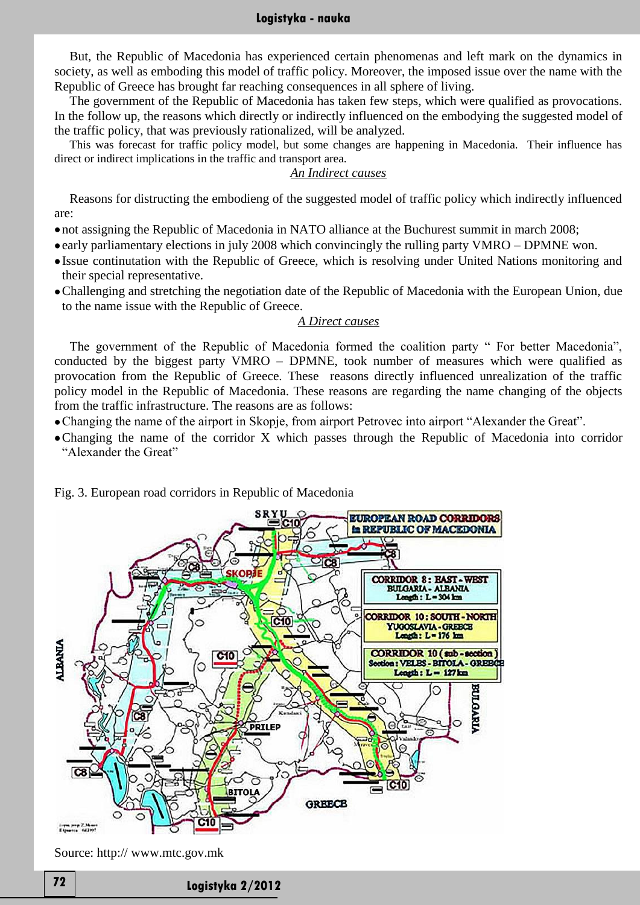But, the Republic of Macedonia has experienced certain phenomenas and left mark on the dynamics in society, as well as emboding this model of traffic policy. Moreover, the imposed issue over the name with the Republic of Greece has brought far reaching consequences in all sphere of living.

The government of the Republic of Macedonia has taken few steps, which were qualified as provocations. In the follow up, the reasons which directly or indirectly influenced on the embodying the suggested model of the traffic policy, that was previously rationalized, will be analyzed.

This was forecast for traffic policy model, but some changes are happening in Macedonia. Their influence has direct or indirect implications in the traffic and transport area.

*An Indirect causes*

Reasons for distructing the embodieng of the suggested model of traffic policy which indirectly influenced are:

- not assigning the Republic of Macedonia in NATO alliance at the Buchurest summit in march 2008;
- early parliamentary elections in july 2008 which convincingly the rulling party VMRO – DPMNE won.
- Issue continutation with the Republic of Greece, which is resolving under United Nations monitoring and their special representative.
- Challenging and stretching the negotiation date of the Republic of Macedonia with the European Union, due to the name issue with the Republic of Greece.

*A Direct causes*

The government of the Republic of Macedonia formed the coalition party " For better Macedonia", conducted by the biggest party VMRO – DPMNE, took number of measures which were qualified as provocation from the Republic of Greece. These reasons directly influenced unrealization of the traffic policy model in the Republic of Macedonia. These reasons are regarding the name changing of the objects from the traffic infrastructure. The reasons are as follows:

- Changing the name of the airport in Skopje, from airport Petrovec into airport "Alexander the Great".
- Changing the name of the corridor X which passes through the Republic of Macedonia into corridor "Alexander the Great"

Fig. 3. European road corridors in Republic of Macedonia

Source: http:// www.mtc.gov.mk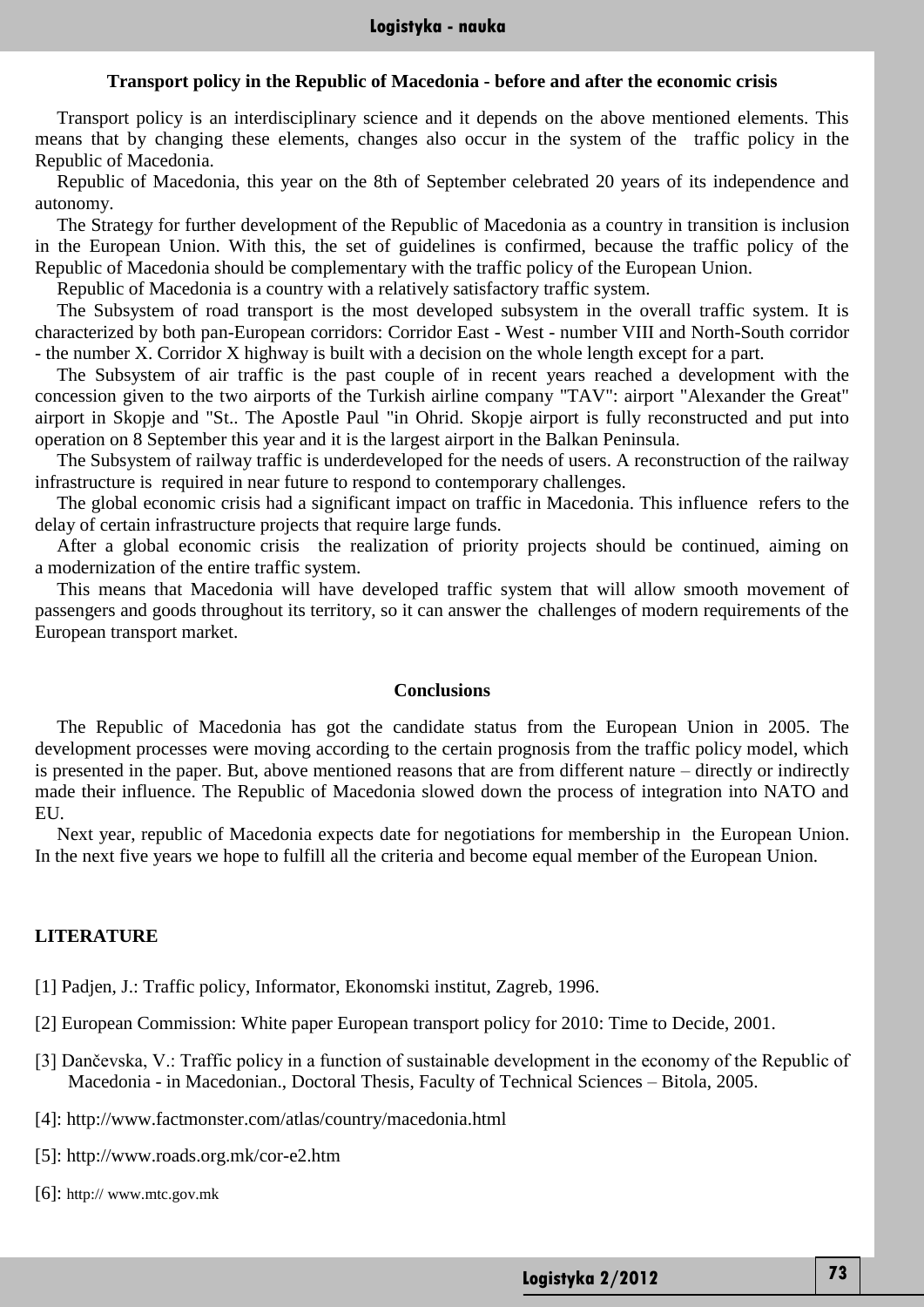### Transport policy in the Republic of Macedonia - before and after the economic crisis

Transport policy is an interdisciplinary science and it depends on the above mentioned elements. This means that by changing these elements, changes also occur in the system of the traffic policy in the Republic of Macedonia.

Republic of Macedonia, this year on the 8th of September celebrated 20 years of its independence and autonomy.

The Strategy for further development of the Republic of Macedonia as a country in transition is inclusion in the European Union. With this, the set of guidelines is confirmed, because the traffic policy of the Republic of Macedonia should be complementary with the traffic policy of the European Union.

Republic of Macedonia is a country with a relatively satisfactory traffic system.

The Subsystem of road transport is the most developed subsystem in the overall traffic system. It is characterized by both pan-European corridors: Corridor East - West - number VIII and North-South corridor - the number X. Corridor X highway is built with a decision on the whole length except for a part.

The Subsystem of air traffic is the past couple of in recent years reached a development with the concession given to the two airports of the Turkish airline company "TAV": airport "Alexander the Great" airport in Skopje and "St.. The Apostle Paul "in Ohrid. Skopje airport is fully reconstructed and put into operation on 8 September this year and it is the largest airport in the Balkan Peninsula.

The Subsystem of railway traffic is underdeveloped for the needs of users. A reconstruction of the railway infrastructure is required in near future to respond to contemporary challenges.

The global economic crisis had a significant impact on traffic in Macedonia. This influence refers to the delay of certain infrastructure projects that require large funds.

After a global economic crisis the realization of priority projects should be continued, aiming on a modernization of the entire traffic system.

This means that Macedonia will have developed traffic system that will allow smooth movement of passengers and goods throughout its territory, so it can answer the challenges of modern requirements of the European transport market.

### Conclusions

The Republic of Macedonia has got the candidate status from the European Union in 2005. The development processes were moving according to the certain prognosis from the traffic policy model, which is presented in the paper. But, above mentioned reasons that are from different nature – directly or indirectly made their influence. The Republic of Macedonia slowed down the process of integration into NATO and EU.

Next year, republic of Macedonia expects date for negotiations for membership in the European Union. In the next five years we hope to fulfill all the criteria and become equal member of the European Union.

### LITERATURE

[1] Padjen, J.: Traffic policy, Informator, Ekonomski institut, Zagreb, 1996.

[2] European Commission: White paper European transport policy for 2010: Time to Decide, 2001.

[3] Dančevska, V.: Traffic policy in a function of sustainable development in the economy of the Republic of Macedonia - in Macedonian., Doctoral Thesis, Faculty of Technical Sciences – Bitola, 2005.

[4]: http://www.factmonster.com/atlas/country/macedonia.html

[5]: http://www.roads.org.mk/cor-e2.htm

[6]: http:// www.mtc.gov.mk